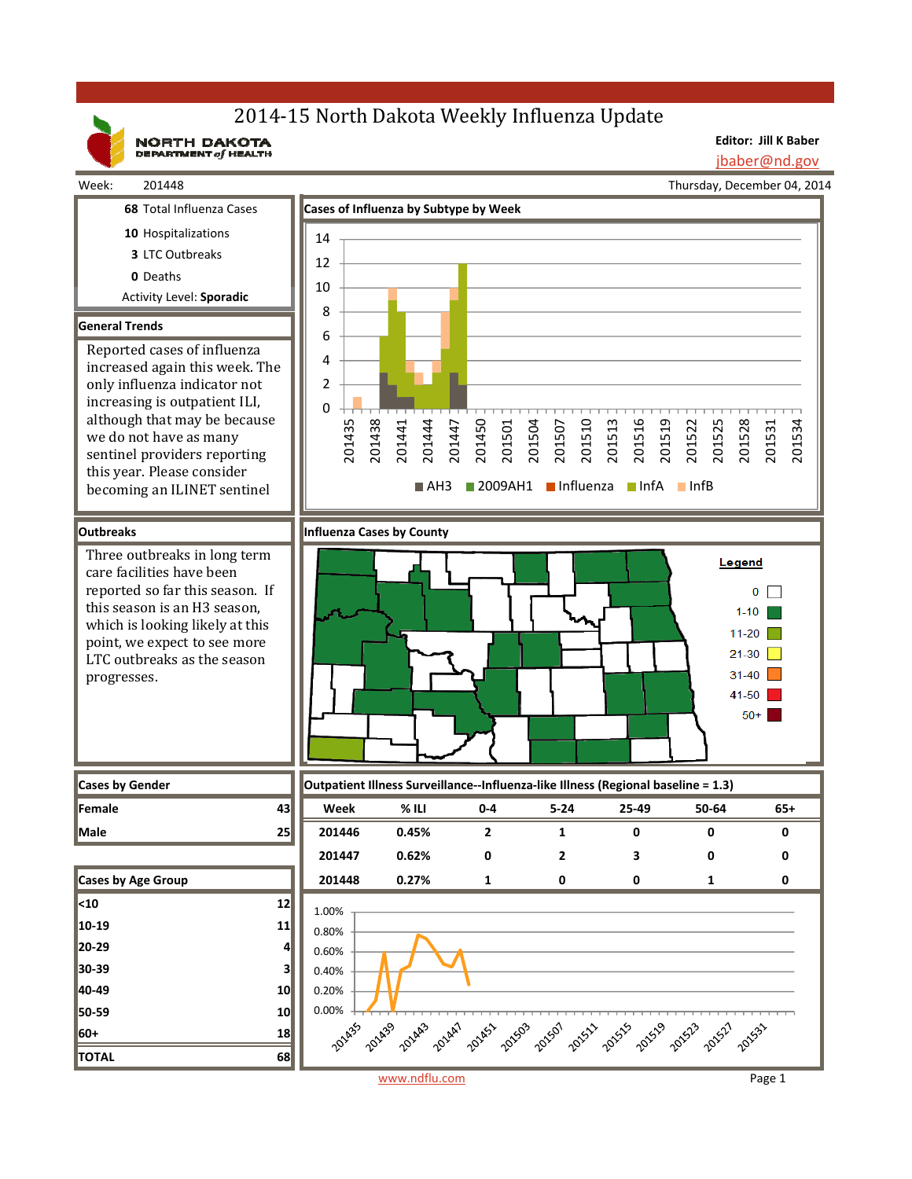# 2014-15 North Dakota Weekly Influenza Update

NORTH DAKOTA DEPARTMENT of HEALTH

**Editor: Jill K Baber**
jbaber@nd.gov

Week: 201448

Thursday, December 04, 2014

**68** Total Influenza Cases
**10** Hospitalizations
**3** LTC Outbreaks
**0** Deaths
Activity Level: **Sporadic**

## General Trends

Reported cases of influenza increased again this week. The only influenza indicator not increasing is outpatient ILI, although that may be because we do not have as many sentinel providers reporting this year. Please consider becoming an ILINET sentinel

## Cases of Influenza by Subtype by Week

Legend: AH3, 2009AH1, Influenza, InfA, InfB

## Outbreaks

Three outbreaks in long term care facilities have been reported so far this season. If this season is an H3 season, which is looking likely at this point, we expect to see more LTC outbreaks as the season progresses.

## Influenza Cases by County

Legend: 0, 1-10, 11-20, 21-30, 31-40, 41-50, 50+

## Cases by Gender

| | |
|---|---|
| Female | 43 |
| Male | 25 |

## Cases by Age Group

| | |
|---|---|
| <10 | 12 |
| 10-19 | 11 |
| 20-29 | 4 |
| 30-39 | 3 |
| 40-49 | 10 |
| 50-59 | 10 |
| 60+ | 18 |
| TOTAL | 68 |

## Outpatient Illness Surveillance--Influenza-like Illness (Regional baseline = 1.3)

| Week | % ILI | 0-4 | 5-24 | 25-49 | 50-64 | 65+ |
|---|---|---|---|---|---|---|
| 201446 | 0.45% | 2 | 1 | 0 | 0 | 0 |
| 201447 | 0.62% | 0 | 2 | 3 | 0 | 0 |
| 201448 | 0.27% | 1 | 0 | 0 | 1 | 0 |

www.ndflu.com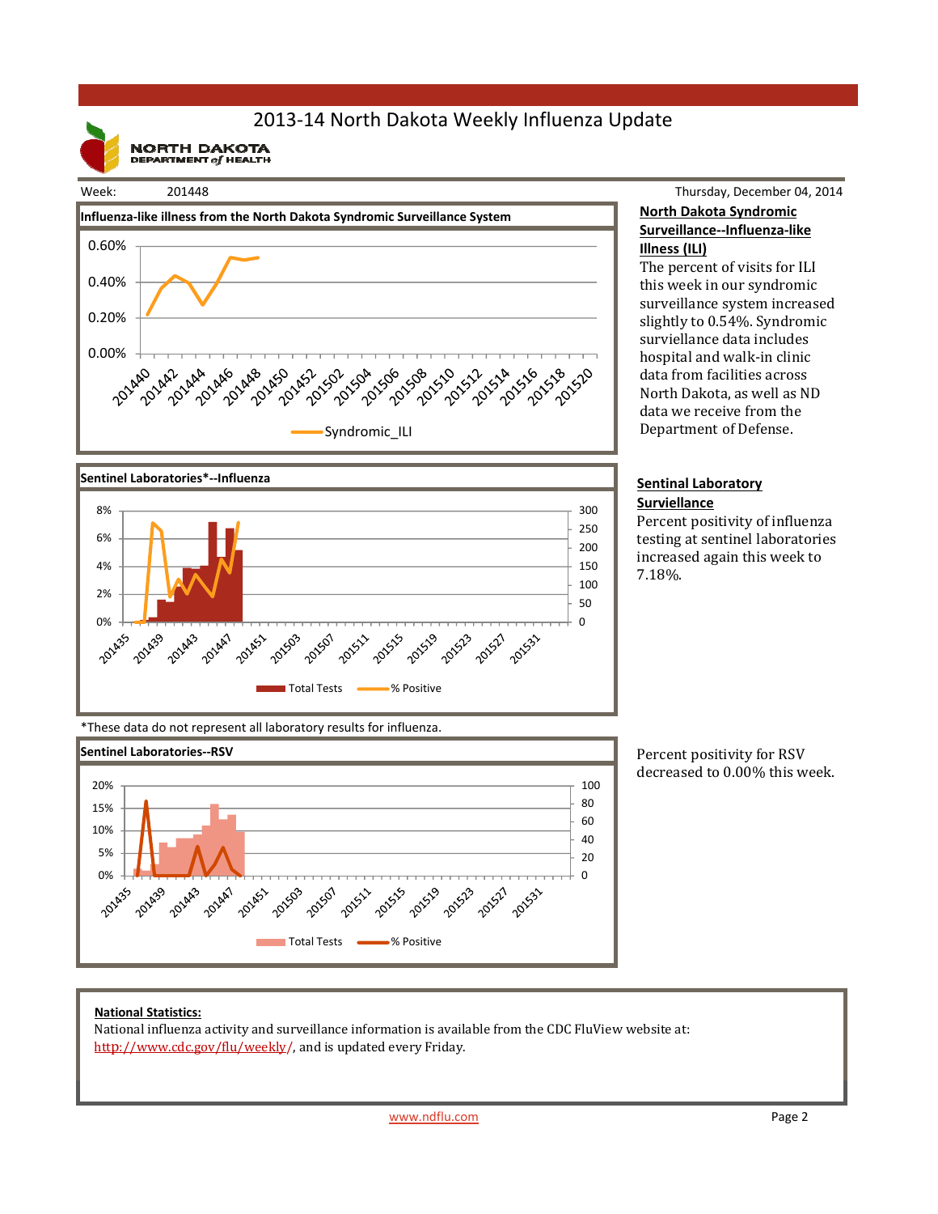# 2013-14 North Dakota Weekly Influenza Update

NORTH DAKOTA DEPARTMENT of HEALTH

Week: 201448

Thursday, December 04, 2014

**Influenza-like illness from the North Dakota Syndromic Surveillance System**

Syndromic_ILI

## North Dakota Syndromic Surveillance--Influenza-like Illness (ILI)

The percent of visits for ILI this week in our syndromic surveillance system increased slightly to 0.54%. Syndromic surviellance data includes hospital and walk-in clinic data from facilities across North Dakota, as well as ND data we receive from the Department of Defense.

**Sentinel Laboratories*--Influenza**

Total Tests | % Positive

*These data do not represent all laboratory results for influenza.

## Sentinal Laboratory Surviellance

Percent positivity of influenza testing at sentinel laboratories increased again this week to 7.18%.

**Sentinel Laboratories--RSV**

Total Tests | % Positive

Percent positivity for RSV decreased to 0.00% this week.

**National Statistics:**

National influenza activity and surveillance information is available from the CDC FluView website at: http://www.cdc.gov/flu/weekly/, and is updated every Friday.

www.ndflu.com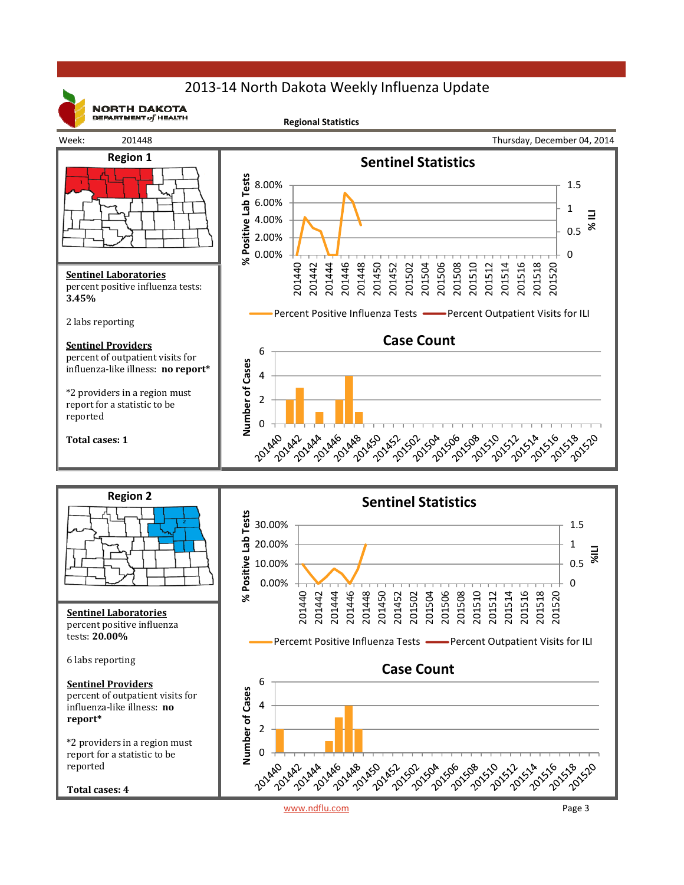# 2013-14 North Dakota Weekly Influenza Update

NORTH DAKOTA DEPARTMENT of HEALTH

**Regional Statistics**

Week: 201448 Thursday, December 04, 2014

## Region 1

**Sentinel Statistics**

% Positive Lab Tests: 8.00%, 6.00%, 4.00%, 2.00%, 0.00%

% ILI: 1.5, 1, 0.5, 0

201440 201442 201444 201446 201448 201450 201452 201502 201504 201506 201508 201510 201512 201514 201516 201518 201520

Percent Positive Influenza Tests — Percent Outpatient Visits for ILI

**Case Count**

Number of Cases: 6, 4, 2, 0

201440 201442 201444 201446 201448 201450 201452 201502 201504 201506 201508 201510 201512 201514 201516 201518 201520

**Sentinel Laboratories**
percent positive influenza tests:
**3.45%**

2 labs reporting

**Sentinel Providers**
percent of outpatient visits for influenza-like illness: **no report***

*2 providers in a region must report for a statistic to be reported

**Total cases: 1**

## Region 2

**Sentinel Statistics**

% Positive Lab Tests: 30.00%, 20.00%, 10.00%, 0.00%

%ILI: 1.5, 1, 0.5, 0

201440 201442 201444 201446 201448 201450 201452 201502 201504 201506 201508 201510 201512 201514 201516 201518 201520

Percemt Positive Influenza Tests — Percent Outpatient Visits for ILI

**Case Count**

Number of Cases: 6, 4, 2, 0

201440 201442 201444 201446 201448 201450 201452 201502 201504 201506 201508 201510 201512 201514 201516 201518 201520

**Sentinel Laboratories**
percent positive influenza tests: **20.00%**

6 labs reporting

**Sentinel Providers**
percent of outpatient visits for influenza-like illness: **no report***

*2 providers in a region must report for a statistic to be reported

**Total cases: 4**

www.ndflu.com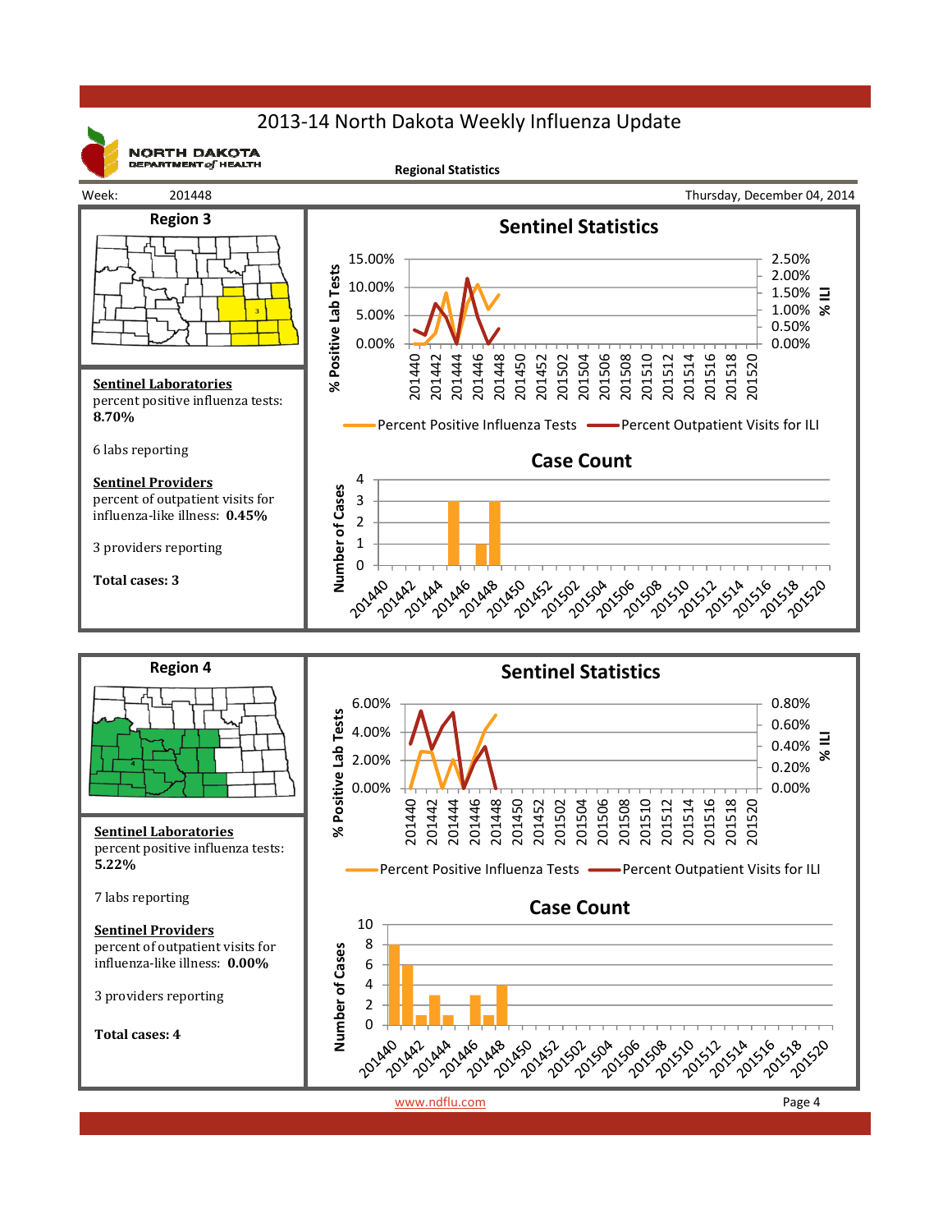# 2013-14 North Dakota Weekly Influenza Update

NORTH DAKOTA DEPARTMENT of HEALTH

**Regional Statistics**

Week: 201448

Thursday, December 04, 2014

## Region 3

**Sentinel Laboratories**
percent positive influenza tests:
**8.70%**

6 labs reporting

**Sentinel Providers**
percent of outpatient visits for influenza-like illness: **0.45%**

3 providers reporting

**Total cases: 3**

### Sentinel Statistics

% Positive Lab Tests
15.00%
10.00%
5.00%
0.00%

% ILI
2.50%
2.00%
1.50%
1.00%
0.50%
0.00%

201440 201442 201444 201446 201448 201450 201452 201502 201504 201506 201508 201510 201512 201514 201516 201518 201520

Percent Positive Influenza Tests — Percent Outpatient Visits for ILI

### Case Count

Number of Cases
4
3
2
1
0

201440 201442 201444 201446 201448 201450 201452 201502 201504 201506 201508 201510 201512 201514 201516 201518 201520

## Region 4

**Sentinel Laboratories**
percent positive influenza tests:
**5.22%**

7 labs reporting

**Sentinel Providers**
percent of outpatient visits for influenza-like illness: **0.00%**

3 providers reporting

**Total cases: 4**

### Sentinel Statistics

% Positive Lab Tests
6.00%
4.00%
2.00%
0.00%

% ILI
0.80%
0.60%
0.40%
0.20%
0.00%

201440 201442 201444 201446 201448 201450 201452 201502 201504 201506 201508 201510 201512 201514 201516 201518 201520

Percent Positive Influenza Tests — Percent Outpatient Visits for ILI

### Case Count

Number of Cases
10
8
6
4
2
0

201440 201442 201444 201446 201448 201450 201452 201502 201504 201506 201508 201510 201512 201514 201516 201518 201520

www.ndflu.com